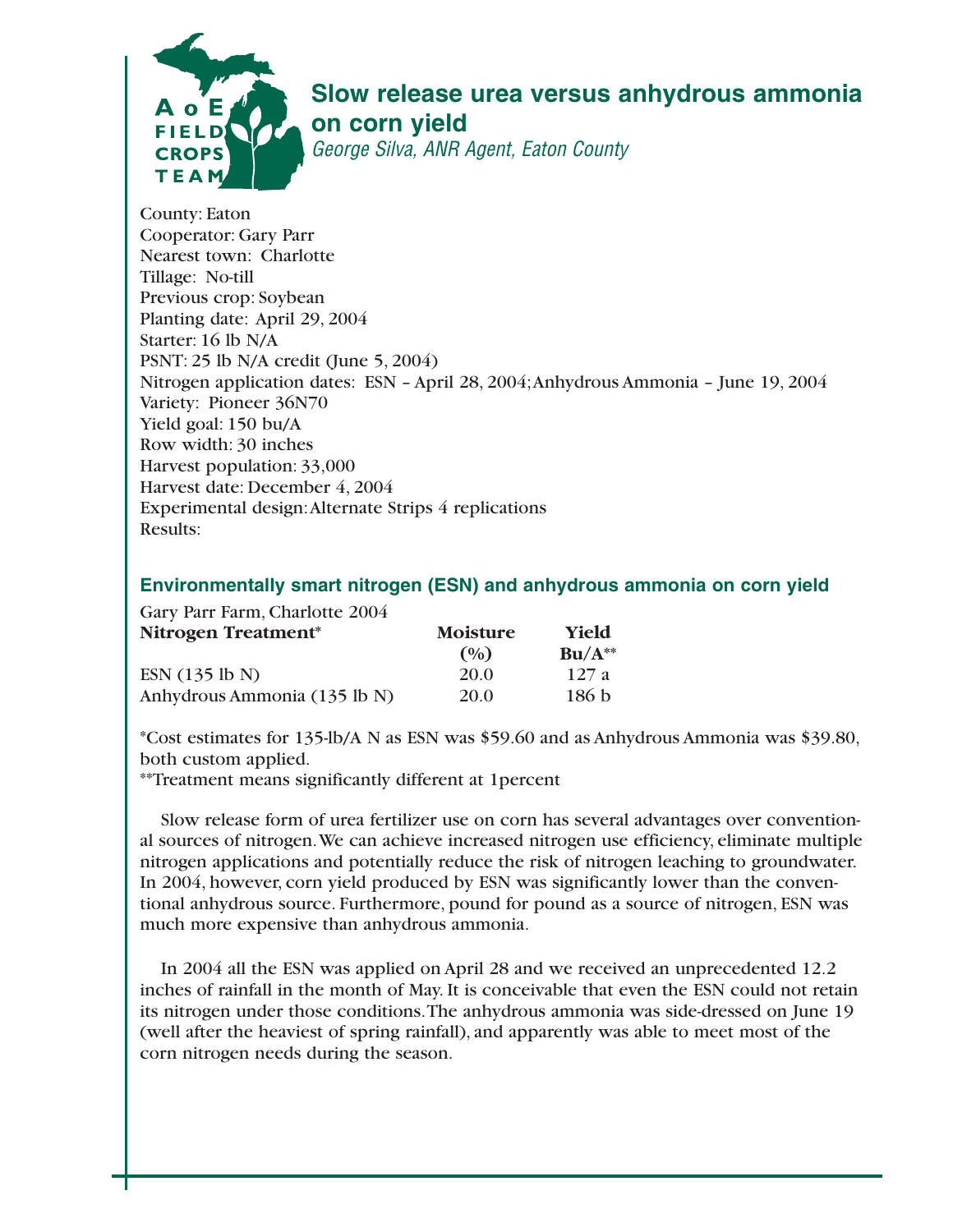# Slow release urea versus anhydrous ammonia on corn yield

*George Silva, ANR Agent, Eaton County*

County: Eaton
Cooperator: Gary Parr
Nearest town: Charlotte
Tillage: No-till
Previous crop: Soybean
Planting date: April 29, 2004
Starter: 16 lb N/A
PSNT: 25 lb N/A credit (June 5, 2004)
Nitrogen application dates: ESN – April 28, 2004; Anhydrous Ammonia – June 19, 2004
Variety: Pioneer 36N70
Yield goal: 150 bu/A
Row width: 30 inches
Harvest population: 33,000
Harvest date: December 4, 2004
Experimental design: Alternate Strips 4 replications
Results:

## Environmentally smart nitrogen (ESN) and anhydrous ammonia on corn yield

Gary Parr Farm, Charlotte 2004

| Nitrogen Treatment* | Moisture (%) | Yield Bu/A** |
|---|---|---|
| ESN (135 lb N) | 20.0 | 127 a |
| Anhydrous Ammonia (135 lb N) | 20.0 | 186 b |

*Cost estimates for 135-lb/A N as ESN was $59.60 and as Anhydrous Ammonia was $39.80, both custom applied.
**Treatment means significantly different at 1percent

Slow release form of urea fertilizer use on corn has several advantages over conventional sources of nitrogen. We can achieve increased nitrogen use efficiency, eliminate multiple nitrogen applications and potentially reduce the risk of nitrogen leaching to groundwater. In 2004, however, corn yield produced by ESN was significantly lower than the conventional anhydrous source. Furthermore, pound for pound as a source of nitrogen, ESN was much more expensive than anhydrous ammonia.

In 2004 all the ESN was applied on April 28 and we received an unprecedented 12.2 inches of rainfall in the month of May. It is conceivable that even the ESN could not retain its nitrogen under those conditions. The anhydrous ammonia was side-dressed on June 19 (well after the heaviest of spring rainfall), and apparently was able to meet most of the corn nitrogen needs during the season.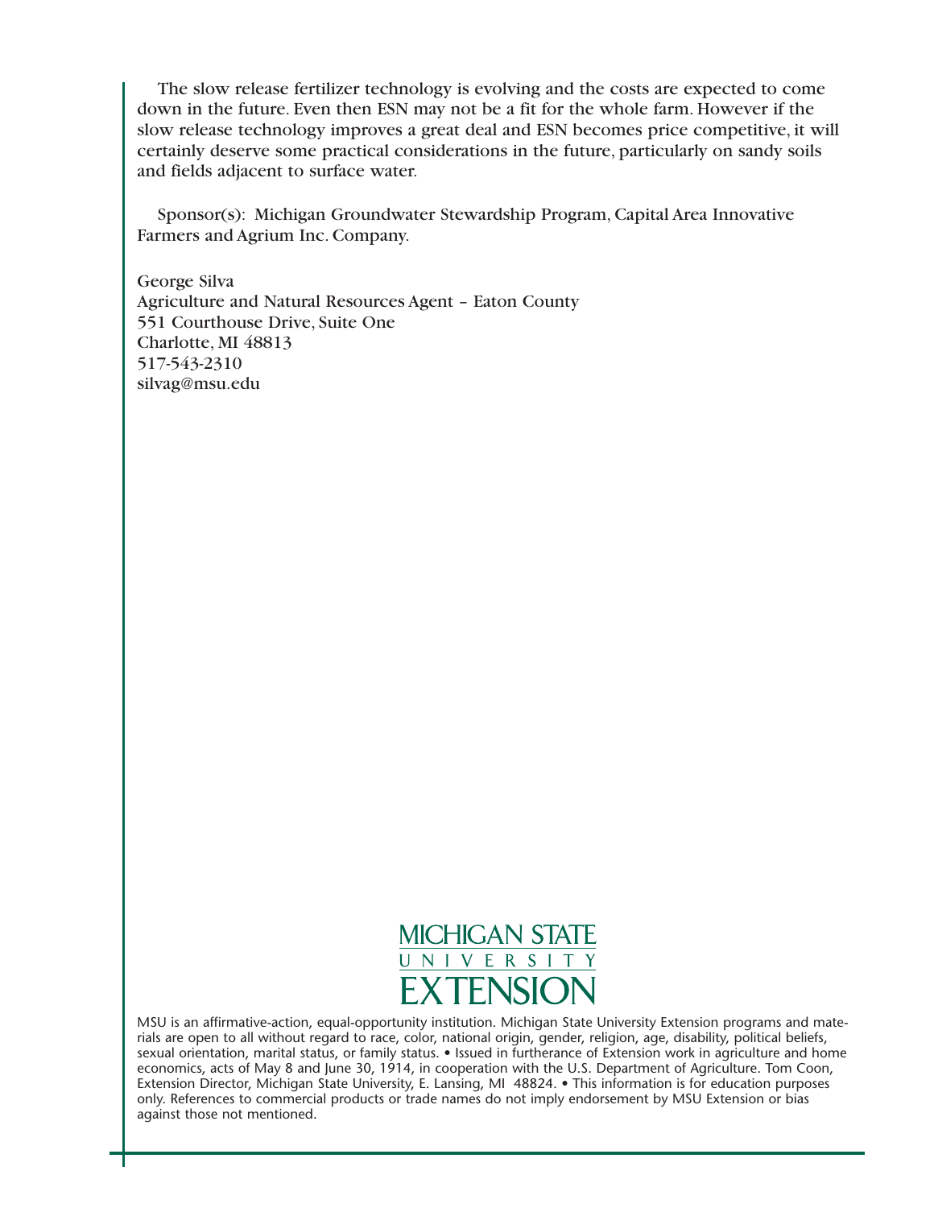The slow release fertilizer technology is evolving and the costs are expected to come down in the future. Even then ESN may not be a fit for the whole farm. However if the slow release technology improves a great deal and ESN becomes price competitive, it will certainly deserve some practical considerations in the future, particularly on sandy soils and fields adjacent to surface water.

Sponsor(s): Michigan Groundwater Stewardship Program, Capital Area Innovative Farmers and Agrium Inc. Company.

George Silva
Agriculture and Natural Resources Agent – Eaton County
551 Courthouse Drive, Suite One
Charlotte, MI 48813
517-543-2310
silvag@msu.edu

MICHIGAN STATE UNIVERSITY EXTENSION

MSU is an affirmative-action, equal-opportunity institution. Michigan State University Extension programs and materials are open to all without regard to race, color, national origin, gender, religion, age, disability, political beliefs, sexual orientation, marital status, or family status. • Issued in furtherance of Extension work in agriculture and home economics, acts of May 8 and June 30, 1914, in cooperation with the U.S. Department of Agriculture. Tom Coon, Extension Director, Michigan State University, E. Lansing, MI 48824. • This information is for education purposes only. References to commercial products or trade names do not imply endorsement by MSU Extension or bias against those not mentioned.